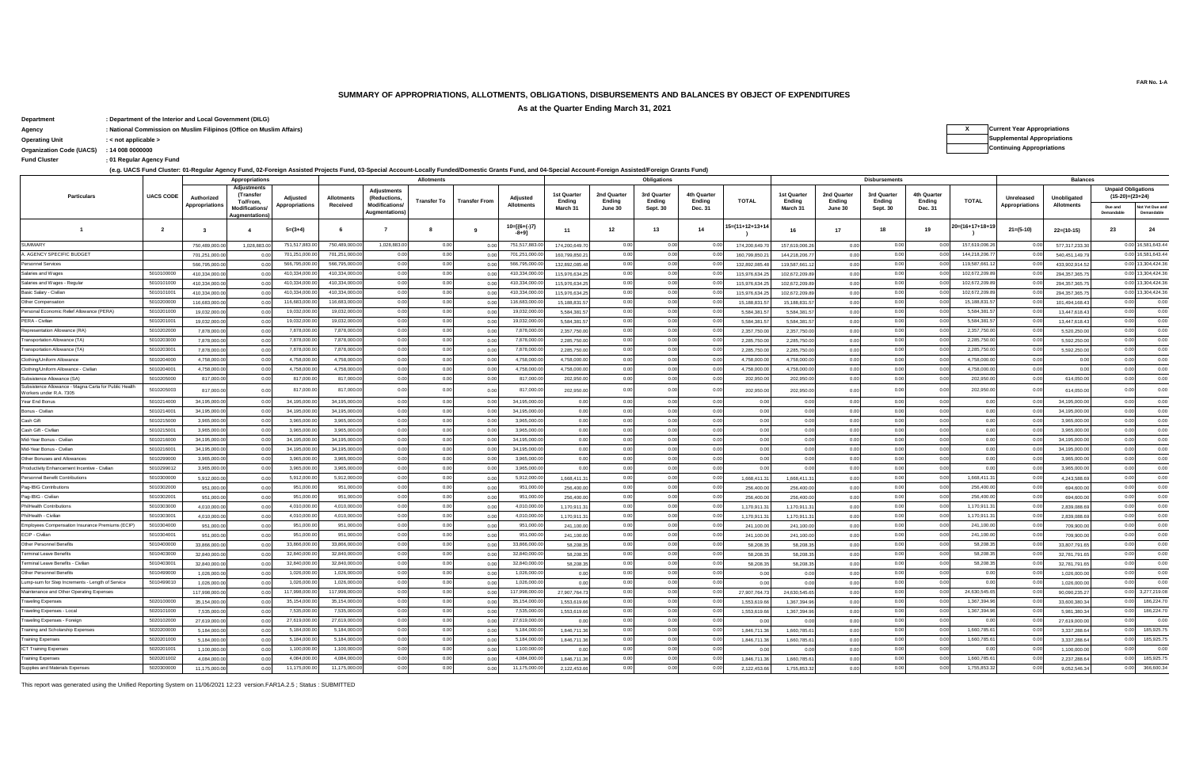FAR No. 1-A

# SUMMARY OF APPROPRIATIONS, ALLOTMENTS, OBLIGATIONS, DISBURSEMENTS AND BALANCES BY OBJECT OF EXPENDITURES

**As at the Quarter Ending March 31, 2021**

**Department** : Department of the Interior and Local Government (DILG)
**Agency** : National Commission on Muslim Filipinos (Office on Muslim Affairs)
**Operating Unit** : < not applicable >
**Organization Code (UACS)** : 14 008 0000000
**Fund Cluster** : 01 Regular Agency Fund

(e.g. UACS Fund Cluster: 01-Regular Agency Fund, 02-Foreign Assisted Projects Fund, 03-Special Account-Locally Funded/Domestic Grants Fund, and 04-Special Account-Foreign Assisted/Foreign Grants Fund)

| X | Current Year Appropriations |
|---|---|
| | Supplemental Appropriations |
| | Continuing Appropriations |

| Particulars | UACS CODE | Appropriations | | | Allotments | | | | | Obligations | | | | | Disbursements | | | | | Balances | | | |
|---|---|---|---|---|---|---|---|---|---|---|---|---|---|---|---|---|---|---|---|---|---|---|---|
| | | Authorized Appropriations | Adjustments (Transfer To/From, Modifications/ Augmentations) | Adjusted Appropriations | Allotments Received | Adjustments (Reductions, Modifications/ Augmentations) | Transfer To | Transfer From | Adjusted Allotments | 1st Quarter Ending March 31 | 2nd Quarter Ending June 30 | 3rd Quarter Ending Sept. 30 | 4th Quarter Ending Dec. 31 | TOTAL | 1st Quarter Ending March 31 | 2nd Quarter Ending June 30 | 3rd Quarter Ending Sept. 30 | 4th Quarter Ending Dec. 31 | TOTAL | Unreleased Appropriations | Unobligated Allotments | Unpaid Obligations (15-20)=(23+24) Due and Demandable | Not Yet Due and Demandable |
| 1 | 2 | 3 | 4 | 5=(3+4) | 6 | 7 | 8 | 9 | 10=[(6+(-)7)-8+9] | 11 | 12 | 13 | 14 | 15=(11+12+13+14) | 16 | 17 | 18 | 19 | 20=(16+17+18+19) | 21=(5-10) | 22=(10-15) | 23 | 24 |
| SUMMARY | | 750,489,000.00 | 1,028,883.00 | 751,517,883.00 | 750,489,000.00 | 1,028,883.00 | 0.00 | 0.00 | 751,517,883.00 | 174,200,649.70 | 0.00 | 0.00 | 0.00 | 174,200,649.70 | 157,619,006.26 | 0.00 | 0.00 | 0.00 | 157,619,006.26 | 0.00 | 577,317,233.30 | 0.00 | 16,581,643.44 |
| A. AGENCY SPECIFIC BUDGET | | 701,251,000.00 | 0.00 | 701,251,000.00 | 701,251,000.00 | 0.00 | 0.00 | 0.00 | 701,251,000.00 | 160,799,850.21 | 0.00 | 0.00 | 0.00 | 160,799,850.21 | 144,218,206.77 | 0.00 | 0.00 | 0.00 | 144,218,206.77 | 0.00 | 540,451,149.79 | 0.00 | 16,581,643.44 |
| Personnel Services | | 566,795,000.00 | 0.00 | 566,795,000.00 | 566,795,000.00 | 0.00 | 0.00 | 0.00 | 566,795,000.00 | 132,892,085.48 | 0.00 | 0.00 | 0.00 | 132,892,085.48 | 119,587,661.12 | 0.00 | 0.00 | 0.00 | 119,587,661.12 | 0.00 | 433,902,914.52 | 0.00 | 13,304,424.36 |
| Salaries and Wages | 5010100000 | 410,334,000.00 | 0.00 | 410,334,000.00 | 410,334,000.00 | 0.00 | 0.00 | 0.00 | 410,334,000.00 | 115,976,634.25 | 0.00 | 0.00 | 0.00 | 115,976,634.25 | 102,672,209.89 | 0.00 | 0.00 | 0.00 | 102,672,209.89 | 0.00 | 294,357,365.75 | 0.00 | 13,304,424.36 |
| Salaries and Wages - Regular | 5010101000 | 410,334,000.00 | 0.00 | 410,334,000.00 | 410,334,000.00 | 0.00 | 0.00 | 0.00 | 410,334,000.00 | 115,976,634.25 | 0.00 | 0.00 | 0.00 | 115,976,634.25 | 102,672,209.89 | 0.00 | 0.00 | 0.00 | 102,672,209.89 | 0.00 | 294,357,365.75 | 0.00 | 13,304,424.36 |
| Basic Salary - Civilian | 5010101001 | 410,334,000.00 | 0.00 | 410,334,000.00 | 410,334,000.00 | 0.00 | 0.00 | 0.00 | 410,334,000.00 | 115,976,634.25 | 0.00 | 0.00 | 0.00 | 115,976,634.25 | 102,672,209.89 | 0.00 | 0.00 | 0.00 | 102,672,209.89 | 0.00 | 294,357,365.75 | 0.00 | 13,304,424.36 |
| Other Compensation | 5010200000 | 116,683,000.00 | 0.00 | 116,683,000.00 | 116,683,000.00 | 0.00 | 0.00 | 0.00 | 116,683,000.00 | 15,188,831.57 | 0.00 | 0.00 | 0.00 | 15,188,831.57 | 15,188,831.57 | 0.00 | 0.00 | 0.00 | 15,188,831.57 | 0.00 | 101,494,168.43 | 0.00 | 0.00 |
| Personal Economic Relief Allowance (PERA) | 5010201000 | 19,032,000.00 | 0.00 | 19,032,000.00 | 19,032,000.00 | 0.00 | 0.00 | 0.00 | 19,032,000.00 | 5,584,381.57 | 0.00 | 0.00 | 0.00 | 5,584,381.57 | 5,584,381.57 | 0.00 | 0.00 | 0.00 | 5,584,381.57 | 0.00 | 13,447,618.43 | 0.00 | 0.00 |
| PERA - Civilian | 5010201001 | 19,032,000.00 | 0.00 | 19,032,000.00 | 19,032,000.00 | 0.00 | 0.00 | 0.00 | 19,032,000.00 | 5,584,381.57 | 0.00 | 0.00 | 0.00 | 5,584,381.57 | 5,584,381.57 | 0.00 | 0.00 | 0.00 | 5,584,381.57 | 0.00 | 13,447,618.43 | 0.00 | 0.00 |
| Representation Allowance (RA) | 5010202000 | 7,878,000.00 | 0.00 | 7,878,000.00 | 7,878,000.00 | 0.00 | 0.00 | 0.00 | 7,878,000.00 | 2,357,750.00 | 0.00 | 0.00 | 0.00 | 2,357,750.00 | 2,357,750.00 | 0.00 | 0.00 | 0.00 | 2,357,750.00 | 0.00 | 5,520,250.00 | 0.00 | 0.00 |
| Transportation Allowance (TA) | 5010203000 | 7,878,000.00 | 0.00 | 7,878,000.00 | 7,878,000.00 | 0.00 | 0.00 | 0.00 | 7,878,000.00 | 2,285,750.00 | 0.00 | 0.00 | 0.00 | 2,285,750.00 | 2,285,750.00 | 0.00 | 0.00 | 0.00 | 2,285,750.00 | 0.00 | 5,592,250.00 | 0.00 | 0.00 |
| Transportation Allowance (TA) | 5010203001 | 7,878,000.00 | 0.00 | 7,878,000.00 | 7,878,000.00 | 0.00 | 0.00 | 0.00 | 7,878,000.00 | 2,285,750.00 | 0.00 | 0.00 | 0.00 | 2,285,750.00 | 2,285,750.00 | 0.00 | 0.00 | 0.00 | 2,285,750.00 | 0.00 | 5,592,250.00 | 0.00 | 0.00 |
| Clothing/Uniform Allowance | 5010204000 | 4,758,000.00 | 0.00 | 4,758,000.00 | 4,758,000.00 | 0.00 | 0.00 | 0.00 | 4,758,000.00 | 4,758,000.00 | 0.00 | 0.00 | 0.00 | 4,758,000.00 | 4,758,000.00 | 0.00 | 0.00 | 0.00 | 4,758,000.00 | 0.00 | 0.00 | 0.00 | 0.00 |
| Clothing/Uniform Allowance - Civilian | 5010204001 | 4,758,000.00 | 0.00 | 4,758,000.00 | 4,758,000.00 | 0.00 | 0.00 | 0.00 | 4,758,000.00 | 4,758,000.00 | 0.00 | 0.00 | 0.00 | 4,758,000.00 | 4,758,000.00 | 0.00 | 0.00 | 0.00 | 4,758,000.00 | 0.00 | 0.00 | 0.00 | 0.00 |
| Subsistence Allowance (SA) | 5010205000 | 817,000.00 | 0.00 | 817,000.00 | 817,000.00 | 0.00 | 0.00 | 0.00 | 817,000.00 | 202,950.00 | 0.00 | 0.00 | 0.00 | 202,950.00 | 202,950.00 | 0.00 | 0.00 | 0.00 | 202,950.00 | 0.00 | 614,050.00 | 0.00 | 0.00 |
| Subsistence Allowance - Magna Carta for Public Health Workers under R.A. 7305 | 5010205003 | 817,000.00 | 0.00 | 817,000.00 | 817,000.00 | 0.00 | 0.00 | 0.00 | 817,000.00 | 202,950.00 | 0.00 | 0.00 | 0.00 | 202,950.00 | 202,950.00 | 0.00 | 0.00 | 0.00 | 202,950.00 | 0.00 | 614,050.00 | 0.00 | 0.00 |
| Year End Bonus | 5010214000 | 34,195,000.00 | 0.00 | 34,195,000.00 | 34,195,000.00 | 0.00 | 0.00 | 0.00 | 34,195,000.00 | 0.00 | 0.00 | 0.00 | 0.00 | 0.00 | 0.00 | 0.00 | 0.00 | 0.00 | 0.00 | 0.00 | 34,195,000.00 | 0.00 | 0.00 |
| Bonus - Civilian | 5010214001 | 34,195,000.00 | 0.00 | 34,195,000.00 | 34,195,000.00 | 0.00 | 0.00 | 0.00 | 34,195,000.00 | 0.00 | 0.00 | 0.00 | 0.00 | 0.00 | 0.00 | 0.00 | 0.00 | 0.00 | 0.00 | 0.00 | 34,195,000.00 | 0.00 | 0.00 |
| Cash Gift | 5010215000 | 3,965,000.00 | 0.00 | 3,965,000.00 | 3,965,000.00 | 0.00 | 0.00 | 0.00 | 3,965,000.00 | 0.00 | 0.00 | 0.00 | 0.00 | 0.00 | 0.00 | 0.00 | 0.00 | 0.00 | 0.00 | 0.00 | 3,965,000.00 | 0.00 | 0.00 |
| Cash Gift - Civilian | 5010215001 | 3,965,000.00 | 0.00 | 3,965,000.00 | 3,965,000.00 | 0.00 | 0.00 | 0.00 | 3,965,000.00 | 0.00 | 0.00 | 0.00 | 0.00 | 0.00 | 0.00 | 0.00 | 0.00 | 0.00 | 0.00 | 0.00 | 3,965,000.00 | 0.00 | 0.00 |
| Mid-Year Bonus - Civilian | 5010216000 | 34,195,000.00 | 0.00 | 34,195,000.00 | 34,195,000.00 | 0.00 | 0.00 | 0.00 | 34,195,000.00 | 0.00 | 0.00 | 0.00 | 0.00 | 0.00 | 0.00 | 0.00 | 0.00 | 0.00 | 0.00 | 0.00 | 34,195,000.00 | 0.00 | 0.00 |
| Mid-Year Bonus - Civilian | 5010216001 | 34,195,000.00 | 0.00 | 34,195,000.00 | 34,195,000.00 | 0.00 | 0.00 | 0.00 | 34,195,000.00 | 0.00 | 0.00 | 0.00 | 0.00 | 0.00 | 0.00 | 0.00 | 0.00 | 0.00 | 0.00 | 0.00 | 34,195,000.00 | 0.00 | 0.00 |
| Other Bonuses and Allowances | 5010299000 | 3,965,000.00 | 0.00 | 3,965,000.00 | 3,965,000.00 | 0.00 | 0.00 | 0.00 | 3,965,000.00 | 0.00 | 0.00 | 0.00 | 0.00 | 0.00 | 0.00 | 0.00 | 0.00 | 0.00 | 0.00 | 0.00 | 3,965,000.00 | 0.00 | 0.00 |
| Productivity Enhancement Incentive - Civilian | 5010299012 | 3,965,000.00 | 0.00 | 3,965,000.00 | 3,965,000.00 | 0.00 | 0.00 | 0.00 | 3,965,000.00 | 0.00 | 0.00 | 0.00 | 0.00 | 0.00 | 0.00 | 0.00 | 0.00 | 0.00 | 0.00 | 0.00 | 3,965,000.00 | 0.00 | 0.00 |
| Personnel Benefit Contributions | 5010300000 | 5,912,000.00 | 0.00 | 5,912,000.00 | 5,912,000.00 | 0.00 | 0.00 | 0.00 | 5,912,000.00 | 1,668,411.31 | 0.00 | 0.00 | 0.00 | 1,668,411.31 | 1,668,411.31 | 0.00 | 0.00 | 0.00 | 1,668,411.31 | 0.00 | 4,243,588.69 | 0.00 | 0.00 |
| Pag-IBIG Contributions | 5010302000 | 951,000.00 | 0.00 | 951,000.00 | 951,000.00 | 0.00 | 0.00 | 0.00 | 951,000.00 | 256,400.00 | 0.00 | 0.00 | 0.00 | 256,400.00 | 256,400.00 | 0.00 | 0.00 | 0.00 | 256,400.00 | 0.00 | 694,600.00 | 0.00 | 0.00 |
| Pag-IBIG - Civilian | 5010302001 | 951,000.00 | 0.00 | 951,000.00 | 951,000.00 | 0.00 | 0.00 | 0.00 | 951,000.00 | 256,400.00 | 0.00 | 0.00 | 0.00 | 256,400.00 | 256,400.00 | 0.00 | 0.00 | 0.00 | 256,400.00 | 0.00 | 694,600.00 | 0.00 | 0.00 |
| PhilHealth Contributions | 5010303000 | 4,010,000.00 | 0.00 | 4,010,000.00 | 4,010,000.00 | 0.00 | 0.00 | 0.00 | 4,010,000.00 | 1,170,911.31 | 0.00 | 0.00 | 0.00 | 1,170,911.31 | 1,170,911.31 | 0.00 | 0.00 | 0.00 | 1,170,911.31 | 0.00 | 2,839,088.69 | 0.00 | 0.00 |
| PhilHealth - Civilian | 5010303001 | 4,010,000.00 | 0.00 | 4,010,000.00 | 4,010,000.00 | 0.00 | 0.00 | 0.00 | 4,010,000.00 | 1,170,911.31 | 0.00 | 0.00 | 0.00 | 1,170,911.31 | 1,170,911.31 | 0.00 | 0.00 | 0.00 | 1,170,911.31 | 0.00 | 2,839,088.69 | 0.00 | 0.00 |
| Employees Compensation Insurance Premiums (ECIP) | 5010304000 | 951,000.00 | 0.00 | 951,000.00 | 951,000.00 | 0.00 | 0.00 | 0.00 | 951,000.00 | 241,100.00 | 0.00 | 0.00 | 0.00 | 241,100.00 | 241,100.00 | 0.00 | 0.00 | 0.00 | 241,100.00 | 0.00 | 709,900.00 | 0.00 | 0.00 |
| ECIP - Civilian | 5010304001 | 951,000.00 | 0.00 | 951,000.00 | 951,000.00 | 0.00 | 0.00 | 0.00 | 951,000.00 | 241,100.00 | 0.00 | 0.00 | 0.00 | 241,100.00 | 241,100.00 | 0.00 | 0.00 | 0.00 | 241,100.00 | 0.00 | 709,900.00 | 0.00 | 0.00 |
| Other Personnel Benefits | 5010400000 | 33,866,000.00 | 0.00 | 33,866,000.00 | 33,866,000.00 | 0.00 | 0.00 | 0.00 | 33,866,000.00 | 58,208.35 | 0.00 | 0.00 | 0.00 | 58,208.35 | 58,208.35 | 0.00 | 0.00 | 0.00 | 58,208.35 | 0.00 | 33,807,791.65 | 0.00 | 0.00 |
| Terminal Leave Benefits | 5010403000 | 32,840,000.00 | 0.00 | 32,840,000.00 | 32,840,000.00 | 0.00 | 0.00 | 0.00 | 32,840,000.00 | 58,208.35 | 0.00 | 0.00 | 0.00 | 58,208.35 | 58,208.35 | 0.00 | 0.00 | 0.00 | 58,208.35 | 0.00 | 32,781,791.65 | 0.00 | 0.00 |
| Terminal Leave Benefits - Civilian | 5010403001 | 32,840,000.00 | 0.00 | 32,840,000.00 | 32,840,000.00 | 0.00 | 0.00 | 0.00 | 32,840,000.00 | 58,208.35 | 0.00 | 0.00 | 0.00 | 58,208.35 | 58,208.35 | 0.00 | 0.00 | 0.00 | 58,208.35 | 0.00 | 32,781,791.65 | 0.00 | 0.00 |
| Other Personnel Benefits | 5010499000 | 1,026,000.00 | 0.00 | 1,026,000.00 | 1,026,000.00 | 0.00 | 0.00 | 0.00 | 1,026,000.00 | 0.00 | 0.00 | 0.00 | 0.00 | 0.00 | 0.00 | 0.00 | 0.00 | 0.00 | 0.00 | 0.00 | 1,026,000.00 | 0.00 | 0.00 |
| Lump-sum for Step Increments - Length of Service | 5010499010 | 1,026,000.00 | 0.00 | 1,026,000.00 | 1,026,000.00 | 0.00 | 0.00 | 0.00 | 1,026,000.00 | 0.00 | 0.00 | 0.00 | 0.00 | 0.00 | 0.00 | 0.00 | 0.00 | 0.00 | 0.00 | 0.00 | 1,026,000.00 | 0.00 | 0.00 |
| Maintenance and Other Operating Expenses | | 117,998,000.00 | 0.00 | 117,998,000.00 | 117,998,000.00 | 0.00 | 0.00 | 0.00 | 117,998,000.00 | 27,907,764.73 | 0.00 | 0.00 | 0.00 | 27,907,764.73 | 24,630,545.65 | 0.00 | 0.00 | 0.00 | 24,630,545.65 | 0.00 | 90,090,235.27 | 0.00 | 3,277,219.08 |
| Traveling Expenses | 5020100000 | 35,154,000.00 | 0.00 | 35,154,000.00 | 35,154,000.00 | 0.00 | 0.00 | 0.00 | 35,154,000.00 | 1,553,619.66 | 0.00 | 0.00 | 0.00 | 1,553,619.66 | 1,367,394.96 | 0.00 | 0.00 | 0.00 | 1,367,394.96 | 0.00 | 33,600,380.34 | 0.00 | 186,224.70 |
| Traveling Expenses - Local | 5020101000 | 7,535,000.00 | 0.00 | 7,535,000.00 | 7,535,000.00 | 0.00 | 0.00 | 0.00 | 7,535,000.00 | 1,553,619.66 | 0.00 | 0.00 | 0.00 | 1,553,619.66 | 1,367,394.96 | 0.00 | 0.00 | 0.00 | 1,367,394.96 | 0.00 | 5,981,380.34 | 0.00 | 186,224.70 |
| Traveling Expenses - Foreign | 5020102000 | 27,619,000.00 | 0.00 | 27,619,000.00 | 27,619,000.00 | 0.00 | 0.00 | 0.00 | 27,619,000.00 | 0.00 | 0.00 | 0.00 | 0.00 | 0.00 | 0.00 | 0.00 | 0.00 | 0.00 | 0.00 | 0.00 | 27,619,000.00 | 0.00 | 0.00 |
| Training and Scholarship Expenses | 5020200000 | 5,184,000.00 | 0.00 | 5,184,000.00 | 5,184,000.00 | 0.00 | 0.00 | 0.00 | 5,184,000.00 | 1,846,711.36 | 0.00 | 0.00 | 0.00 | 1,846,711.36 | 1,660,785.61 | 0.00 | 0.00 | 0.00 | 1,660,785.61 | 0.00 | 3,337,288.64 | 0.00 | 185,925.75 |
| Training Expenses | 5020201000 | 5,184,000.00 | 0.00 | 5,184,000.00 | 5,184,000.00 | 0.00 | 0.00 | 0.00 | 5,184,000.00 | 1,846,711.36 | 0.00 | 0.00 | 0.00 | 1,846,711.36 | 1,660,785.61 | 0.00 | 0.00 | 0.00 | 1,660,785.61 | 0.00 | 3,337,288.64 | 0.00 | 185,925.75 |
| ICT Training Expenses | 5020201001 | 1,100,000.00 | 0.00 | 1,100,000.00 | 1,100,000.00 | 0.00 | 0.00 | 0.00 | 1,100,000.00 | 0.00 | 0.00 | 0.00 | 0.00 | 0.00 | 0.00 | 0.00 | 0.00 | 0.00 | 0.00 | 0.00 | 1,100,000.00 | 0.00 | 0.00 |
| Training Expenses | 5020201002 | 4,084,000.00 | 0.00 | 4,084,000.00 | 4,084,000.00 | 0.00 | 0.00 | 0.00 | 4,084,000.00 | 1,846,711.36 | 0.00 | 0.00 | 0.00 | 1,846,711.36 | 1,660,785.61 | 0.00 | 0.00 | 0.00 | 1,660,785.61 | 0.00 | 2,237,288.64 | 0.00 | 185,925.75 |
| Supplies and Materials Expenses | 5020300000 | 11,175,000.00 | 0.00 | 11,175,000.00 | 11,175,000.00 | 0.00 | 0.00 | 0.00 | 11,175,000.00 | 2,122,453.66 | 0.00 | 0.00 | 0.00 | 2,122,453.66 | 1,755,853.32 | 0.00 | 0.00 | 0.00 | 1,755,853.32 | 0.00 | 9,052,546.34 | 0.00 | 366,600.34 |

This report was generated using the Unified Reporting System on 11/06/2021 12:23 version.FAR1A.2.5 ; Status : SUBMITTED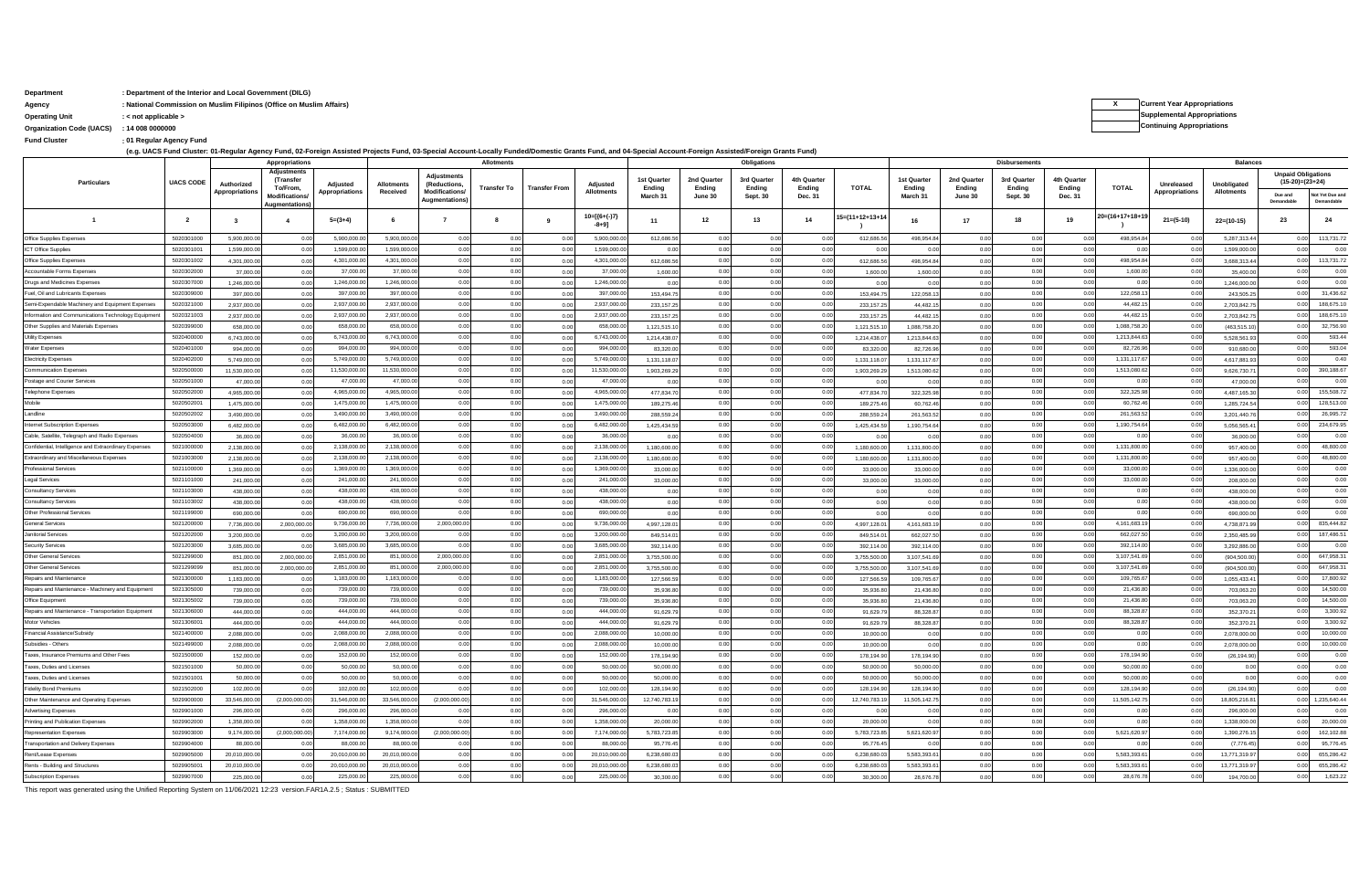**Department** : Department of the Interior and Local Government (DILG)

**Agency** : National Commission on Muslim Filipinos (Office on Muslim Affairs)

**Operating Unit** : < not applicable >

**Organization Code (UACS)** : 14 008 0000000

**Fund Cluster** : 01 Regular Agency Fund

(e.g. UACS Fund Cluster: 01-Regular Agency Fund, 02-Foreign Assisted Projects Fund, 03-Special Account-Locally Funded/Domestic Grants Fund, and 04-Special Account-Foreign Assisted/Foreign Grants Fund)

| X | Current Year Appropriations |
|---|---|
| | Supplemental Appropriations |
| | Continuing Appropriations |

| Particulars | UACS CODE | Appropriations | | | Allotments | | | | | Obligations | | | | | Disbursements | | | | | Balances | | | |
|---|---|---|---|---|---|---|---|---|---|---|---|---|---|---|---|---|---|---|---|---|---|---|---|
| | | Authorized Appropriations | Adjustments (Transfer To/From, Modifications/ Augmentations) | Adjusted Appropriations | Allotments Received | Adjustments (Reductions, Modifications/ Augmentations) | Transfer To | Transfer From | Adjusted Allotments | 1st Quarter Ending March 31 | 2nd Quarter Ending June 30 | 3rd Quarter Ending Sept. 30 | 4th Quarter Ending Dec. 31 | TOTAL | 1st Quarter Ending March 31 | 2nd Quarter Ending June 30 | 3rd Quarter Ending Sept. 30 | 4th Quarter Ending Dec. 31 | TOTAL | Unreleased Appropriations | Unobligated Allotments | Unpaid Obligations (15-20)=(23+24) Due and Demandable | Unpaid Obligations (15-20)=(23+24) Not Yet Due and Demandable |
| 1 | 2 | 3 | 4 | 5=(3+4) | 6 | 7 | 8 | 9 | 10=[(6+(-)7) -8+9] | 11 | 12 | 13 | 14 | 15=(11+12+13+14) | 16 | 17 | 18 | 19 | 20=(16+17+18+19) | 21=(5-10) | 22=(10-15) | 23 | 24 |
| Office Supplies Expenses | 5020301000 | 5,900,000.00 | 0.00 | 5,900,000.00 | 5,900,000.00 | 0.00 | 0.00 | 0.00 | 5,900,000.00 | 612,686.56 | 0.00 | 0.00 | 0.00 | 612,686.56 | 498,954.84 | 0.00 | 0.00 | 0.00 | 498,954.84 | 0.00 | 5,287,313.44 | 0.00 | 113,731.72 |
| ICT Office Supplies | 5020301001 | 1,599,000.00 | 0.00 | 1,599,000.00 | 1,599,000.00 | 0.00 | 0.00 | 0.00 | 1,599,000.00 | 0.00 | 0.00 | 0.00 | 0.00 | 0.00 | 0.00 | 0.00 | 0.00 | 0.00 | 0.00 | 0.00 | 1,599,000.00 | 0.00 | 0.00 |
| Office Supplies Expenses | 5020301002 | 4,301,000.00 | 0.00 | 4,301,000.00 | 4,301,000.00 | 0.00 | 0.00 | 0.00 | 4,301,000.00 | 612,686.56 | 0.00 | 0.00 | 0.00 | 612,686.56 | 498,954.84 | 0.00 | 0.00 | 0.00 | 498,954.84 | 0.00 | 3,688,313.44 | 0.00 | 113,731.72 |
| Accountable Forms Expenses | 5020302000 | 37,000.00 | 0.00 | 37,000.00 | 37,000.00 | 0.00 | 0.00 | 0.00 | 37,000.00 | 1,600.00 | 0.00 | 0.00 | 0.00 | 1,600.00 | 1,600.00 | 0.00 | 0.00 | 0.00 | 1,600.00 | 0.00 | 35,400.00 | 0.00 | 0.00 |
| Drugs and Medicines Expenses | 5020307000 | 1,246,000.00 | 0.00 | 1,246,000.00 | 1,246,000.00 | 0.00 | 0.00 | 0.00 | 1,246,000.00 | 0.00 | 0.00 | 0.00 | 0.00 | 0.00 | 0.00 | 0.00 | 0.00 | 0.00 | 0.00 | 0.00 | 1,246,000.00 | 0.00 | 0.00 |
| Fuel, Oil and Lubricants Expenses | 5020309000 | 397,000.00 | 0.00 | 397,000.00 | 397,000.00 | 0.00 | 0.00 | 0.00 | 397,000.00 | 153,494.75 | 0.00 | 0.00 | 0.00 | 153,494.75 | 122,058.13 | 0.00 | 0.00 | 0.00 | 122,058.13 | 0.00 | 243,505.25 | 0.00 | 31,436.62 |
| Semi-Expendable Machinery and Equipment Expenses | 5020321000 | 2,937,000.00 | 0.00 | 2,937,000.00 | 2,937,000.00 | 0.00 | 0.00 | 0.00 | 2,937,000.00 | 233,157.25 | 0.00 | 0.00 | 0.00 | 233,157.25 | 44,482.15 | 0.00 | 0.00 | 0.00 | 44,482.15 | 0.00 | 2,703,842.75 | 0.00 | 188,675.10 |
| Information and Communications Technology Equipment | 5020321003 | 2,937,000.00 | 0.00 | 2,937,000.00 | 2,937,000.00 | 0.00 | 0.00 | 0.00 | 2,937,000.00 | 233,157.25 | 0.00 | 0.00 | 0.00 | 233,157.25 | 44,482.15 | 0.00 | 0.00 | 0.00 | 44,482.15 | 0.00 | 2,703,842.75 | 0.00 | 188,675.10 |
| Other Supplies and Materials Expenses | 5020399000 | 658,000.00 | 0.00 | 658,000.00 | 658,000.00 | 0.00 | 0.00 | 0.00 | 658,000.00 | 1,121,515.10 | 0.00 | 0.00 | 0.00 | 1,121,515.10 | 1,088,758.20 | 0.00 | 0.00 | 0.00 | 1,088,758.20 | 0.00 | (463,515.10) | 0.00 | 32,756.90 |
| Utility Expenses | 5020400000 | 6,743,000.00 | 0.00 | 6,743,000.00 | 6,743,000.00 | 0.00 | 0.00 | 0.00 | 6,743,000.00 | 1,214,438.07 | 0.00 | 0.00 | 0.00 | 1,214,438.07 | 1,213,844.63 | 0.00 | 0.00 | 0.00 | 1,213,844.63 | 0.00 | 5,528,561.93 | 0.00 | 593.44 |
| Water Expenses | 5020401000 | 994,000.00 | 0.00 | 994,000.00 | 994,000.00 | 0.00 | 0.00 | 0.00 | 994,000.00 | 83,320.00 | 0.00 | 0.00 | 0.00 | 83,320.00 | 82,726.96 | 0.00 | 0.00 | 0.00 | 82,726.96 | 0.00 | 910,680.00 | 0.00 | 593.04 |
| Electricity Expenses | 5020402000 | 5,749,000.00 | 0.00 | 5,749,000.00 | 5,749,000.00 | 0.00 | 0.00 | 0.00 | 5,749,000.00 | 1,131,118.07 | 0.00 | 0.00 | 0.00 | 1,131,118.07 | 1,131,117.67 | 0.00 | 0.00 | 0.00 | 1,131,117.67 | 0.00 | 4,617,881.93 | 0.00 | 0.40 |
| Communication Expenses | 5020500000 | 11,530,000.00 | 0.00 | 11,530,000.00 | 11,530,000.00 | 0.00 | 0.00 | 0.00 | 11,530,000.00 | 1,903,269.29 | 0.00 | 0.00 | 0.00 | 1,903,269.29 | 1,513,080.62 | 0.00 | 0.00 | 0.00 | 1,513,080.62 | 0.00 | 9,626,730.71 | 0.00 | 390,188.67 |
| Postage and Courier Services | 5020501000 | 47,000.00 | 0.00 | 47,000.00 | 47,000.00 | 0.00 | 0.00 | 0.00 | 47,000.00 | 0.00 | 0.00 | 0.00 | 0.00 | 0.00 | 0.00 | 0.00 | 0.00 | 0.00 | 0.00 | 0.00 | 47,000.00 | 0.00 | 0.00 |
| Telephone Expenses | 5020502000 | 4,965,000.00 | 0.00 | 4,965,000.00 | 4,965,000.00 | 0.00 | 0.00 | 0.00 | 4,965,000.00 | 477,834.70 | 0.00 | 0.00 | 0.00 | 477,834.70 | 322,325.98 | 0.00 | 0.00 | 0.00 | 322,325.98 | 0.00 | 4,487,165.30 | 0.00 | 155,508.72 |
| Mobile | 5020502001 | 1,475,000.00 | 0.00 | 1,475,000.00 | 1,475,000.00 | 0.00 | 0.00 | 0.00 | 1,475,000.00 | 189,275.46 | 0.00 | 0.00 | 0.00 | 189,275.46 | 60,762.46 | 0.00 | 0.00 | 0.00 | 60,762.46 | 0.00 | 1,285,724.54 | 0.00 | 128,513.00 |
| Landline | 5020502002 | 3,490,000.00 | 0.00 | 3,490,000.00 | 3,490,000.00 | 0.00 | 0.00 | 0.00 | 3,490,000.00 | 288,559.24 | 0.00 | 0.00 | 0.00 | 288,559.24 | 261,563.52 | 0.00 | 0.00 | 0.00 | 261,563.52 | 0.00 | 3,201,440.76 | 0.00 | 26,995.72 |
| Internet Subscription Expenses | 5020503000 | 6,482,000.00 | 0.00 | 6,482,000.00 | 6,482,000.00 | 0.00 | 0.00 | 0.00 | 6,482,000.00 | 1,425,434.59 | 0.00 | 0.00 | 0.00 | 1,425,434.59 | 1,190,754.64 | 0.00 | 0.00 | 0.00 | 1,190,754.64 | 0.00 | 5,056,565.41 | 0.00 | 234,679.95 |
| Cable, Satellite, Telegraph and Radio Expenses | 5020504000 | 36,000.00 | 0.00 | 36,000.00 | 36,000.00 | 0.00 | 0.00 | 0.00 | 36,000.00 | 0.00 | 0.00 | 0.00 | 0.00 | 0.00 | 0.00 | 0.00 | 0.00 | 0.00 | 0.00 | 0.00 | 36,000.00 | 0.00 | 0.00 |
| Confidential, Intelligence and Extraordinary Expenses | 5021000000 | 2,138,000.00 | 0.00 | 2,138,000.00 | 2,138,000.00 | 0.00 | 0.00 | 0.00 | 2,138,000.00 | 1,180,600.00 | 0.00 | 0.00 | 0.00 | 1,180,600.00 | 1,131,800.00 | 0.00 | 0.00 | 0.00 | 1,131,800.00 | 0.00 | 957,400.00 | 0.00 | 48,800.00 |
| Extraordinary and Miscellaneous Expenses | 5021003000 | 2,138,000.00 | 0.00 | 2,138,000.00 | 2,138,000.00 | 0.00 | 0.00 | 0.00 | 2,138,000.00 | 1,180,600.00 | 0.00 | 0.00 | 0.00 | 1,180,600.00 | 1,131,800.00 | 0.00 | 0.00 | 0.00 | 1,131,800.00 | 0.00 | 957,400.00 | 0.00 | 48,800.00 |
| Professional Services | 5021100000 | 1,369,000.00 | 0.00 | 1,369,000.00 | 1,369,000.00 | 0.00 | 0.00 | 0.00 | 1,369,000.00 | 33,000.00 | 0.00 | 0.00 | 0.00 | 33,000.00 | 33,000.00 | 0.00 | 0.00 | 0.00 | 33,000.00 | 0.00 | 1,336,000.00 | 0.00 | 0.00 |
| Legal Services | 5021101000 | 241,000.00 | 0.00 | 241,000.00 | 241,000.00 | 0.00 | 0.00 | 0.00 | 241,000.00 | 33,000.00 | 0.00 | 0.00 | 0.00 | 33,000.00 | 33,000.00 | 0.00 | 0.00 | 0.00 | 33,000.00 | 0.00 | 208,000.00 | 0.00 | 0.00 |
| Consultancy Services | 5021103000 | 438,000.00 | 0.00 | 438,000.00 | 438,000.00 | 0.00 | 0.00 | 0.00 | 438,000.00 | 0.00 | 0.00 | 0.00 | 0.00 | 0.00 | 0.00 | 0.00 | 0.00 | 0.00 | 0.00 | 0.00 | 438,000.00 | 0.00 | 0.00 |
| Consultancy Services | 5021103002 | 438,000.00 | 0.00 | 438,000.00 | 438,000.00 | 0.00 | 0.00 | 0.00 | 438,000.00 | 0.00 | 0.00 | 0.00 | 0.00 | 0.00 | 0.00 | 0.00 | 0.00 | 0.00 | 0.00 | 0.00 | 438,000.00 | 0.00 | 0.00 |
| Other Professional Services | 5021199000 | 690,000.00 | 0.00 | 690,000.00 | 690,000.00 | 0.00 | 0.00 | 0.00 | 690,000.00 | 0.00 | 0.00 | 0.00 | 0.00 | 0.00 | 0.00 | 0.00 | 0.00 | 0.00 | 0.00 | 0.00 | 690,000.00 | 0.00 | 0.00 |
| General Services | 5021200000 | 7,736,000.00 | 2,000,000.00 | 9,736,000.00 | 7,736,000.00 | 2,000,000.00 | 0.00 | 0.00 | 9,736,000.00 | 4,997,128.01 | 0.00 | 0.00 | 0.00 | 4,997,128.01 | 4,161,683.19 | 0.00 | 0.00 | 0.00 | 4,161,683.19 | 0.00 | 4,738,871.99 | 0.00 | 835,444.82 |
| Janitorial Services | 5021202000 | 3,200,000.00 | 0.00 | 3,200,000.00 | 3,200,000.00 | 0.00 | 0.00 | 0.00 | 3,200,000.00 | 849,514.01 | 0.00 | 0.00 | 0.00 | 849,514.01 | 662,027.50 | 0.00 | 0.00 | 0.00 | 662,027.50 | 0.00 | 2,350,485.99 | 0.00 | 187,486.51 |
| Security Services | 5021203000 | 3,685,000.00 | 0.00 | 3,685,000.00 | 3,685,000.00 | 0.00 | 0.00 | 0.00 | 3,685,000.00 | 392,114.00 | 0.00 | 0.00 | 0.00 | 392,114.00 | 392,114.00 | 0.00 | 0.00 | 0.00 | 392,114.00 | 0.00 | 3,292,886.00 | 0.00 | 0.00 |
| Other General Services | 5021299000 | 851,000.00 | 2,000,000.00 | 2,851,000.00 | 851,000.00 | 2,000,000.00 | 0.00 | 0.00 | 2,851,000.00 | 3,755,500.00 | 0.00 | 0.00 | 0.00 | 3,755,500.00 | 3,107,541.69 | 0.00 | 0.00 | 0.00 | 3,107,541.69 | 0.00 | (904,500.00) | 0.00 | 647,958.31 |
| Other General Services | 5021299099 | 851,000.00 | 2,000,000.00 | 2,851,000.00 | 851,000.00 | 2,000,000.00 | 0.00 | 0.00 | 2,851,000.00 | 3,755,500.00 | 0.00 | 0.00 | 0.00 | 3,755,500.00 | 3,107,541.69 | 0.00 | 0.00 | 0.00 | 3,107,541.69 | 0.00 | (904,500.00) | 0.00 | 647,958.31 |
| Repairs and Maintenance | 5021300000 | 1,183,000.00 | 0.00 | 1,183,000.00 | 1,183,000.00 | 0.00 | 0.00 | 0.00 | 1,183,000.00 | 127,566.59 | 0.00 | 0.00 | 0.00 | 127,566.59 | 109,765.67 | 0.00 | 0.00 | 0.00 | 109,765.67 | 0.00 | 1,055,433.41 | 0.00 | 17,800.92 |
| Repairs and Maintenance - Machinery and Equipment | 5021305000 | 739,000.00 | 0.00 | 739,000.00 | 739,000.00 | 0.00 | 0.00 | 0.00 | 739,000.00 | 35,936.80 | 0.00 | 0.00 | 0.00 | 35,936.80 | 21,436.80 | 0.00 | 0.00 | 0.00 | 21,436.80 | 0.00 | 703,063.20 | 0.00 | 14,500.00 |
| Office Equipment | 5021305002 | 739,000.00 | 0.00 | 739,000.00 | 739,000.00 | 0.00 | 0.00 | 0.00 | 739,000.00 | 35,936.80 | 0.00 | 0.00 | 0.00 | 35,936.80 | 21,436.80 | 0.00 | 0.00 | 0.00 | 21,436.80 | 0.00 | 703,063.20 | 0.00 | 14,500.00 |
| Repairs and Maintenance - Transportation Equipment | 5021306000 | 444,000.00 | 0.00 | 444,000.00 | 444,000.00 | 0.00 | 0.00 | 0.00 | 444,000.00 | 91,629.79 | 0.00 | 0.00 | 0.00 | 91,629.79 | 88,328.87 | 0.00 | 0.00 | 0.00 | 88,328.87 | 0.00 | 352,370.21 | 0.00 | 3,300.92 |
| Motor Vehicles | 5021306001 | 444,000.00 | 0.00 | 444,000.00 | 444,000.00 | 0.00 | 0.00 | 0.00 | 444,000.00 | 91,629.79 | 0.00 | 0.00 | 0.00 | 91,629.79 | 88,328.87 | 0.00 | 0.00 | 0.00 | 88,328.87 | 0.00 | 352,370.21 | 0.00 | 3,300.92 |
| Financial Assistance/Subsidy | 5021400000 | 2,088,000.00 | 0.00 | 2,088,000.00 | 2,088,000.00 | 0.00 | 0.00 | 0.00 | 2,088,000.00 | 10,000.00 | 0.00 | 0.00 | 0.00 | 10,000.00 | 0.00 | 0.00 | 0.00 | 0.00 | 0.00 | 0.00 | 2,078,000.00 | 0.00 | 10,000.00 |
| Subsidies - Others | 5021499000 | 2,088,000.00 | 0.00 | 2,088,000.00 | 2,088,000.00 | 0.00 | 0.00 | 0.00 | 2,088,000.00 | 10,000.00 | 0.00 | 0.00 | 0.00 | 10,000.00 | 0.00 | 0.00 | 0.00 | 0.00 | 0.00 | 0.00 | 2,078,000.00 | 0.00 | 10,000.00 |
| Taxes, Insurance Premiums and Other Fees | 5021500000 | 152,000.00 | 0.00 | 152,000.00 | 152,000.00 | 0.00 | 0.00 | 0.00 | 152,000.00 | 178,194.90 | 0.00 | 0.00 | 0.00 | 178,194.90 | 178,194.90 | 0.00 | 0.00 | 0.00 | 178,194.90 | 0.00 | (26,194.90) | 0.00 | 0.00 |
| Taxes, Duties and Licenses | 5021501000 | 50,000.00 | 0.00 | 50,000.00 | 50,000.00 | 0.00 | 0.00 | 0.00 | 50,000.00 | 50,000.00 | 0.00 | 0.00 | 0.00 | 50,000.00 | 50,000.00 | 0.00 | 0.00 | 0.00 | 50,000.00 | 0.00 | 0.00 | 0.00 | 0.00 |
| Taxes, Duties and Licenses | 5021501001 | 50,000.00 | 0.00 | 50,000.00 | 50,000.00 | 0.00 | 0.00 | 0.00 | 50,000.00 | 50,000.00 | 0.00 | 0.00 | 0.00 | 50,000.00 | 50,000.00 | 0.00 | 0.00 | 0.00 | 50,000.00 | 0.00 | 0.00 | 0.00 | 0.00 |
| Fidelity Bond Premiums | 5021502000 | 102,000.00 | 0.00 | 102,000.00 | 102,000.00 | 0.00 | 0.00 | 0.00 | 102,000.00 | 128,194.90 | 0.00 | 0.00 | 0.00 | 128,194.90 | 128,194.90 | 0.00 | 0.00 | 0.00 | 128,194.90 | 0.00 | (26,194.90) | 0.00 | 0.00 |
| Other Maintenance and Operating Expenses | 5029900000 | 33,546,000.00 | (2,000,000.00) | 31,546,000.00 | 33,546,000.00 | (2,000,000.00) | 0.00 | 0.00 | 31,546,000.00 | 12,740,783.19 | 0.00 | 0.00 | 0.00 | 12,740,783.19 | 11,505,142.75 | 0.00 | 0.00 | 0.00 | 11,505,142.75 | 0.00 | 18,805,216.81 | 0.00 | 1,235,640.44 |
| Advertising Expenses | 5029901000 | 296,000.00 | 0.00 | 296,000.00 | 296,000.00 | 0.00 | 0.00 | 0.00 | 296,000.00 | 0.00 | 0.00 | 0.00 | 0.00 | 0.00 | 0.00 | 0.00 | 0.00 | 0.00 | 0.00 | 0.00 | 296,000.00 | 0.00 | 0.00 |
| Printing and Publication Expenses | 5029902000 | 1,358,000.00 | 0.00 | 1,358,000.00 | 1,358,000.00 | 0.00 | 0.00 | 0.00 | 1,358,000.00 | 20,000.00 | 0.00 | 0.00 | 0.00 | 20,000.00 | 0.00 | 0.00 | 0.00 | 0.00 | 0.00 | 0.00 | 1,338,000.00 | 0.00 | 20,000.00 |
| Representation Expenses | 5029903000 | 9,174,000.00 | (2,000,000.00) | 7,174,000.00 | 9,174,000.00 | (2,000,000.00) | 0.00 | 0.00 | 7,174,000.00 | 5,783,723.85 | 0.00 | 0.00 | 0.00 | 5,783,723.85 | 5,621,620.97 | 0.00 | 0.00 | 0.00 | 5,621,620.97 | 0.00 | 1,390,276.15 | 0.00 | 162,102.88 |
| Transportation and Delivery Expenses | 5029904000 | 88,000.00 | 0.00 | 88,000.00 | 88,000.00 | 0.00 | 0.00 | 0.00 | 88,000.00 | 95,776.45 | 0.00 | 0.00 | 0.00 | 95,776.45 | 0.00 | 0.00 | 0.00 | 0.00 | 0.00 | 0.00 | (7,776.45) | 0.00 | 95,776.45 |
| Rent/Lease Expenses | 5029905000 | 20,010,000.00 | 0.00 | 20,010,000.00 | 20,010,000.00 | 0.00 | 0.00 | 0.00 | 20,010,000.00 | 6,238,680.03 | 0.00 | 0.00 | 0.00 | 6,238,680.03 | 5,583,393.61 | 0.00 | 0.00 | 0.00 | 5,583,393.61 | 0.00 | 13,771,319.97 | 0.00 | 655,286.42 |
| Rents - Building and Structures | 5029905001 | 20,010,000.00 | 0.00 | 20,010,000.00 | 20,010,000.00 | 0.00 | 0.00 | 0.00 | 20,010,000.00 | 6,238,680.03 | 0.00 | 0.00 | 0.00 | 6,238,680.03 | 5,583,393.61 | 0.00 | 0.00 | 0.00 | 5,583,393.61 | 0.00 | 13,771,319.97 | 0.00 | 655,286.42 |
| Subscription Expenses | 5029907000 | 225,000.00 | 0.00 | 225,000.00 | 225,000.00 | 0.00 | 0.00 | 0.00 | 225,000.00 | 30,300.00 | 0.00 | 0.00 | 0.00 | 30,300.00 | 28,676.78 | 0.00 | 0.00 | 0.00 | 28,676.78 | 0.00 | 194,700.00 | 0.00 | 1,623.22 |

This report was generated using the Unified Reporting System on 11/06/2021 12:23 version.FAR1A.2.5 ; Status : SUBMITTED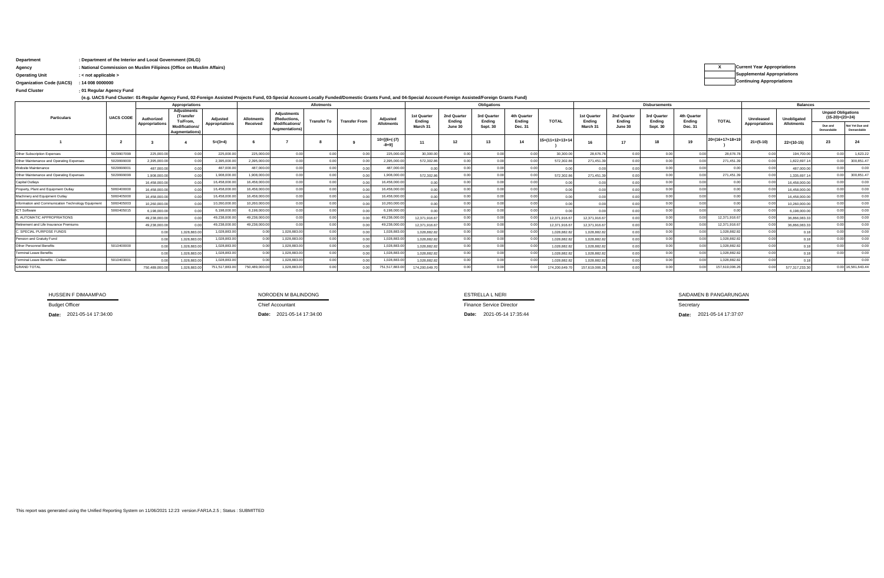**Department** : Department of the Interior and Local Government (DILG)

**Agency** : National Commission on Muslim Filipinos (Office on Muslim Affairs)

**Operating Unit** : < not applicable >

**Organization Code (UACS)** : 14 008 0000000

**Fund Cluster** : 01 Regular Agency Fund

(e.g. UACS Fund Cluster: 01-Regular Agency Fund, 02-Foreign Assisted Projects Fund, 03-Special Account-Locally Funded/Domestic Grants Fund, and 04-Special Account-Foreign Assisted/Foreign Grants Fund)

| X | Current Year Appropriations |
|---|---|
| | Supplemental Appropriations |
| | Continuing Appropriations |

| Particulars | UACS CODE | Appropriations | | | Allotments | | | | | Obligations | | | | | Disbursements | | | | | Balances | | | |
|---|---|---|---|---|---|---|---|---|---|---|---|---|---|---|---|---|---|---|---|---|---|---|---|
| | | Authorized Appropriations | Adjustments (Transfer To/From, Modifications/ Augmentations) | Adjusted Appropriations | Allotments Received | Adjustments (Reductions, Modifications/ Augmentations) | Transfer To | Transfer From | Adjusted Allotments | 1st Quarter Ending March 31 | 2nd Quarter Ending June 30 | 3rd Quarter Ending Sept. 30 | 4th Quarter Ending Dec. 31 | TOTAL | 1st Quarter Ending March 31 | 2nd Quarter Ending June 30 | 3rd Quarter Ending Sept. 30 | 4th Quarter Ending Dec. 31 | TOTAL | Unreleased Appropriations | Unobligated Allotments | Unpaid Obligations (15-20)=(23+24) Due and Demandable | Unpaid Obligations (15-20)=(23+24) Not Yet Due and Demandable |
| 1 | 2 | 3 | 4 | 5=(3+4) | 6 | 7 | 8 | 9 | 10=[(6+(-)7)-8+9] | 11 | 12 | 13 | 14 | 15=(11+12+13+14) | 16 | 17 | 18 | 19 | 20=(16+17+18+19) | 21=(5-10) | 22=(10-15) | 23 | 24 |
| Other Subscription Expenses | 5029907099 | 225,000.00 | 0.00 | 225,000.00 | 225,000.00 | 0.00 | 0.00 | 0.00 | 225,000.00 | 30,300.00 | 0.00 | 0.00 | 0.00 | 30,300.00 | 28,676.78 | 0.00 | 0.00 | 0.00 | 28,676.78 | 0.00 | 194,700.00 | 0.00 | 1,623.22 |
| Other Maintenance and Operating Expenses | 5029999000 | 2,395,000.00 | 0.00 | 2,395,000.00 | 2,395,000.00 | 0.00 | 0.00 | 0.00 | 2,395,000.00 | 572,302.86 | 0.00 | 0.00 | 0.00 | 572,302.86 | 271,451.39 | 0.00 | 0.00 | 0.00 | 271,451.39 | 0.00 | 1,822,697.14 | 0.00 | 300,851.47 |
| Website Maintenance | 5029999001 | 487,000.00 | 0.00 | 487,000.00 | 487,000.00 | 0.00 | 0.00 | 0.00 | 487,000.00 | 0.00 | 0.00 | 0.00 | 0.00 | 0.00 | 0.00 | 0.00 | 0.00 | 0.00 | 0.00 | 0.00 | 487,000.00 | 0.00 | 0.00 |
| Other Maintenance and Operating Expenses | 5029999099 | 1,908,000.00 | 0.00 | 1,908,000.00 | 1,908,000.00 | 0.00 | 0.00 | 0.00 | 1,908,000.00 | 572,302.86 | 0.00 | 0.00 | 0.00 | 572,302.86 | 271,451.39 | 0.00 | 0.00 | 0.00 | 271,451.39 | 0.00 | 1,335,697.14 | 0.00 | 300,851.47 |
| Capital Outlays | | 16,458,000.00 | 0.00 | 16,458,000.00 | 16,458,000.00 | 0.00 | 0.00 | 0.00 | 16,458,000.00 | 0.00 | 0.00 | 0.00 | 0.00 | 0.00 | 0.00 | 0.00 | 0.00 | 0.00 | 0.00 | 0.00 | 16,458,000.00 | 0.00 | 0.00 |
| Property, Plant and Equipment Outlay | 5060400000 | 16,458,000.00 | 0.00 | 16,458,000.00 | 16,458,000.00 | 0.00 | 0.00 | 0.00 | 16,458,000.00 | 0.00 | 0.00 | 0.00 | 0.00 | 0.00 | 0.00 | 0.00 | 0.00 | 0.00 | 0.00 | 0.00 | 16,458,000.00 | 0.00 | 0.00 |
| Machinery and Equipment Outlay | 5060405000 | 16,458,000.00 | 0.00 | 16,458,000.00 | 16,458,000.00 | 0.00 | 0.00 | 0.00 | 16,458,000.00 | 0.00 | 0.00 | 0.00 | 0.00 | 0.00 | 0.00 | 0.00 | 0.00 | 0.00 | 0.00 | 0.00 | 16,458,000.00 | 0.00 | 0.00 |
| Information and Communication Technology Equipment | 5060405003 | 10,260,000.00 | 0.00 | 10,260,000.00 | 10,260,000.00 | 0.00 | 0.00 | 0.00 | 10,260,000.00 | 0.00 | 0.00 | 0.00 | 0.00 | 0.00 | 0.00 | 0.00 | 0.00 | 0.00 | 0.00 | 0.00 | 10,260,000.00 | 0.00 | 0.00 |
| ICT Software | 5060405015 | 6,198,000.00 | 0.00 | 6,198,000.00 | 6,198,000.00 | 0.00 | 0.00 | 0.00 | 6,198,000.00 | 0.00 | 0.00 | 0.00 | 0.00 | 0.00 | 0.00 | 0.00 | 0.00 | 0.00 | 0.00 | 0.00 | 6,198,000.00 | 0.00 | 0.00 |
| B. AUTOMATIC APPROPRIATIONS | | 49,238,000.00 | 0.00 | 49,238,000.00 | 49,238,000.00 | 0.00 | 0.00 | 0.00 | 49,238,000.00 | 12,371,916.67 | 0.00 | 0.00 | 0.00 | 12,371,916.67 | 12,371,916.67 | 0.00 | 0.00 | 0.00 | 12,371,916.67 | 0.00 | 36,866,083.33 | 0.00 | 0.00 |
| Retirement and Life Insurance Premiums | | 49,238,000.00 | 0.00 | 49,238,000.00 | 49,238,000.00 | 0.00 | 0.00 | 0.00 | 49,238,000.00 | 12,371,916.67 | 0.00 | 0.00 | 0.00 | 12,371,916.67 | 12,371,916.67 | 0.00 | 0.00 | 0.00 | 12,371,916.67 | 0.00 | 36,866,083.33 | 0.00 | 0.00 |
| C. SPECIAL PURPOSE FUNDS | | 0.00 | 1,028,883.00 | 1,028,883.00 | 0.00 | 1,028,883.00 | 0.00 | 0.00 | 1,028,883.00 | 1,028,882.82 | 0.00 | 0.00 | 0.00 | 1,028,882.82 | 1,028,882.82 | 0.00 | 0.00 | 0.00 | 1,028,882.82 | 0.00 | 0.18 | 0.00 | 0.00 |
| Pension and Gratuity Fund | | 0.00 | 1,028,883.00 | 1,028,883.00 | 0.00 | 1,028,883.00 | 0.00 | 0.00 | 1,028,883.00 | 1,028,882.82 | 0.00 | 0.00 | 0.00 | 1,028,882.82 | 1,028,882.82 | 0.00 | 0.00 | 0.00 | 1,028,882.82 | 0.00 | 0.18 | 0.00 | 0.00 |
| Other Personnel Benefits | 5010400000 | 0.00 | 1,028,883.00 | 1,028,883.00 | 0.00 | 1,028,883.00 | 0.00 | 0.00 | 1,028,883.00 | 1,028,882.82 | 0.00 | 0.00 | 0.00 | 1,028,882.82 | 1,028,882.82 | 0.00 | 0.00 | 0.00 | 1,028,882.82 | 0.00 | 0.18 | 0.00 | 0.00 |
| Terminal Leave Benefits | | 0.00 | 1,028,883.00 | 1,028,883.00 | 0.00 | 1,028,883.00 | 0.00 | 0.00 | 1,028,883.00 | 1,028,882.82 | 0.00 | 0.00 | 0.00 | 1,028,882.82 | 1,028,882.82 | 0.00 | 0.00 | 0.00 | 1,028,882.82 | 0.00 | 0.18 | 0.00 | 0.00 |
| Terminal Leave Benefits - Civilian | 5010403001 | 0.00 | 1,028,883.00 | 1,028,883.00 | 0.00 | 1,028,883.00 | 0.00 | 0.00 | 1,028,883.00 | 1,028,882.82 | 0.00 | 0.00 | 0.00 | 1,028,882.82 | 1,028,882.82 | 0.00 | 0.00 | 0.00 | 1,028,882.82 | 0.00 | 0.18 | | 0.00 |
| GRAND TOTAL | | 750,489,000.00 | 1,028,883.00 | 751,517,883.00 | 750,489,000.00 | 1,028,883.00 | 0.00 | 0.00 | 751,517,883.00 | 174,200,649.70 | 0.00 | 0.00 | 0.00 | 174,200,649.70 | 157,619,006.26 | 0.00 | 0.00 | 0.00 | 157,619,006.26 | 0.00 | 577,317,233.30 | 0.00 | 16,581,643.44 |

| HUSSEIN F DIMAAMPAO | NORODEN M BALINDONG | ESTRELLA L NERI | SAIDAMEN B PANGARUNGAN |
|---|---|---|---|
| Budget Officer | Chief Accountant | Finance Service Director | Secretary |
| **Date:** 2021-05-14 17:34:00 | **Date:** 2021-05-14 17:34:00 | **Date:** 2021-05-14 17:35:44 | **Date:** 2021-05-14 17:37:07 |

This report was generated using the Unified Reporting System on 11/06/2021 12:23 version.FAR1A.2.5 ; Status : SUBMITTED